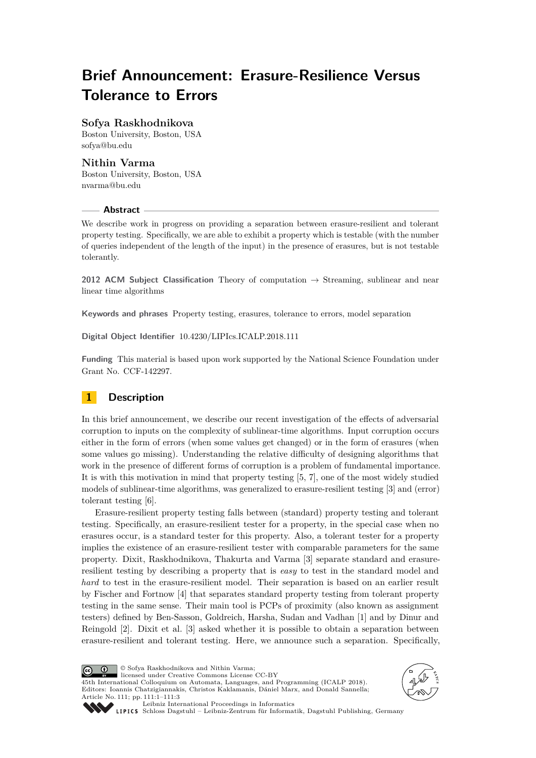# Brief Announcement: Erasure-Resilience Versus Tolerance to Errors

**Sofya Raskhodnikova**
Boston University, Boston, USA
sofya@bu.edu

**Nithin Varma**
Boston University, Boston, USA
nvarma@bu.edu

## Abstract

We describe work in progress on providing a separation between erasure-resilient and tolerant property testing. Specifically, we are able to exhibit a property which is testable (with the number of queries independent of the length of the input) in the presence of erasures, but is not testable tolerantly.

**2012 ACM Subject Classification** Theory of computation → Streaming, sublinear and near linear time algorithms

**Keywords and phrases** Property testing, erasures, tolerance to errors, model separation

**Digital Object Identifier** 10.4230/LIPIcs.ICALP.2018.111

**Funding** This material is based upon work supported by the National Science Foundation under Grant No. CCF-142297.

## 1 Description

In this brief announcement, we describe our recent investigation of the effects of adversarial corruption to inputs on the complexity of sublinear-time algorithms. Input corruption occurs either in the form of errors (when some values get changed) or in the form of erasures (when some values go missing). Understanding the relative difficulty of designing algorithms that work in the presence of different forms of corruption is a problem of fundamental importance. It is with this motivation in mind that property testing [5, 7], one of the most widely studied models of sublinear-time algorithms, was generalized to erasure-resilient testing [3] and (error) tolerant testing [6].

Erasure-resilient property testing falls between (standard) property testing and tolerant testing. Specifically, an erasure-resilient tester for a property, in the special case when no erasures occur, is a standard tester for this property. Also, a tolerant tester for a property implies the existence of an erasure-resilient tester with comparable parameters for the same property. Dixit, Raskhodnikova, Thakurta and Varma [3] separate standard and erasure-resilient testing by describing a property that is *easy* to test in the standard model and *hard* to test in the erasure-resilient model. Their separation is based on an earlier result by Fischer and Fortnow [4] that separates standard property testing from tolerant property testing in the same sense. Their main tool is PCPs of proximity (also known as assignment testers) defined by Ben-Sasson, Goldreich, Harsha, Sudan and Vadhan [1] and by Dinur and Reingold [2]. Dixit et al. [3] asked whether it is possible to obtain a separation between erasure-resilient and tolerant testing. Here, we announce such a separation. Specifically,

© Sofya Raskhodnikova and Nithin Varma;
licensed under Creative Commons License CC-BY
45th International Colloquium on Automata, Languages, and Programming (ICALP 2018).
Editors: Ioannis Chatzigiannakis, Christos Kaklamanis, Dániel Marx, and Donald Sannella;
Article No. 111; pp. 111:1–111:3
Leibniz International Proceedings in Informatics
Schloss Dagstuhl – Leibniz-Zentrum für Informatik, Dagstuhl Publishing, Germany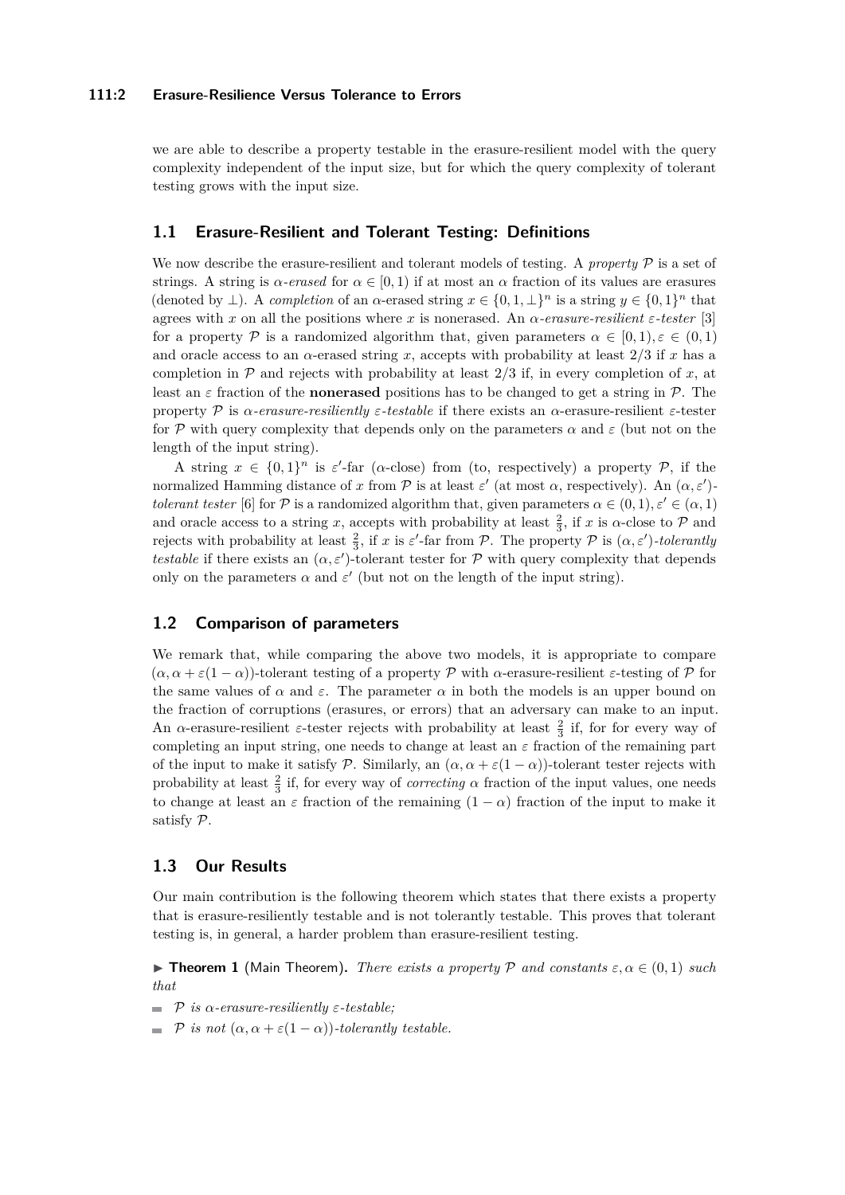we are able to describe a property testable in the erasure-resilient model with the query complexity independent of the input size, but for which the query complexity of tolerant testing grows with the input size.

## 1.1 Erasure-Resilient and Tolerant Testing: Definitions

We now describe the erasure-resilient and tolerant models of testing. A *property* $\mathcal{P}$ is a set of strings. A string is $\alpha$*-erased* for $\alpha \in [0, 1)$ if at most an $\alpha$ fraction of its values are erasures (denoted by $\perp$). A *completion* of an $\alpha$-erased string $x \in \{0, 1, \perp\}^n$ is a string $y \in \{0, 1\}^n$ that agrees with $x$ on all the positions where $x$ is nonerased. An $\alpha$*-erasure-resilient* $\varepsilon$*-tester* [3] for a property $\mathcal{P}$ is a randomized algorithm that, given parameters $\alpha \in [0, 1), \varepsilon \in (0, 1)$ and oracle access to an $\alpha$-erased string $x$, accepts with probability at least $2/3$ if $x$ has a completion in $\mathcal{P}$ and rejects with probability at least $2/3$ if, in every completion of $x$, at least an $\varepsilon$ fraction of the **nonerased** positions has to be changed to get a string in $\mathcal{P}$. The property $\mathcal{P}$ is $\alpha$*-erasure-resiliently* $\varepsilon$*-testable* if there exists an $\alpha$-erasure-resilient $\varepsilon$-tester for $\mathcal{P}$ with query complexity that depends only on the parameters $\alpha$ and $\varepsilon$ (but not on the length of the input string).

A string $x \in \{0, 1\}^n$ is $\varepsilon'$-far ($\alpha$-close) from (to, respectively) a property $\mathcal{P}$, if the normalized Hamming distance of $x$ from $\mathcal{P}$ is at least $\varepsilon'$ (at most $\alpha$, respectively). An $(\alpha, \varepsilon')$*-tolerant tester* [6] for $\mathcal{P}$ is a randomized algorithm that, given parameters $\alpha \in (0, 1), \varepsilon' \in (\alpha, 1)$ and oracle access to a string $x$, accepts with probability at least $\frac{2}{3}$, if $x$ is $\alpha$-close to $\mathcal{P}$ and rejects with probability at least $\frac{2}{3}$, if $x$ is $\varepsilon'$-far from $\mathcal{P}$. The property $\mathcal{P}$ is $(\alpha, \varepsilon')$*-tolerantly testable* if there exists an $(\alpha, \varepsilon')$-tolerant tester for $\mathcal{P}$ with query complexity that depends only on the parameters $\alpha$ and $\varepsilon'$ (but not on the length of the input string).

## 1.2 Comparison of parameters

We remark that, while comparing the above two models, it is appropriate to compare $(\alpha, \alpha + \varepsilon(1 - \alpha))$-tolerant testing of a property $\mathcal{P}$ with $\alpha$-erasure-resilient $\varepsilon$-testing of $\mathcal{P}$ for the same values of $\alpha$ and $\varepsilon$. The parameter $\alpha$ in both the models is an upper bound on the fraction of corruptions (erasures, or errors) that an adversary can make to an input. An $\alpha$-erasure-resilient $\varepsilon$-tester rejects with probability at least $\frac{2}{3}$ if, for for every way of completing an input string, one needs to change at least an $\varepsilon$ fraction of the remaining part of the input to make it satisfy $\mathcal{P}$. Similarly, an $(\alpha, \alpha + \varepsilon(1 - \alpha))$-tolerant tester rejects with probability at least $\frac{2}{3}$ if, for every way of *correcting* $\alpha$ fraction of the input values, one needs to change at least an $\varepsilon$ fraction of the remaining $(1 - \alpha)$ fraction of the input to make it satisfy $\mathcal{P}$.

## 1.3 Our Results

Our main contribution is the following theorem which states that there exists a property that is erasure-resiliently testable and is not tolerantly testable. This proves that tolerant testing is, in general, a harder problem than erasure-resilient testing.

▶ **Theorem 1** (Main Theorem)**.** *There exists a property $\mathcal{P}$ and constants $\varepsilon, \alpha \in (0, 1)$ such that*

- *$\mathcal{P}$ is $\alpha$-erasure-resiliently $\varepsilon$-testable;*
- *$\mathcal{P}$ is not $(\alpha, \alpha + \varepsilon(1 - \alpha))$-tolerantly testable.*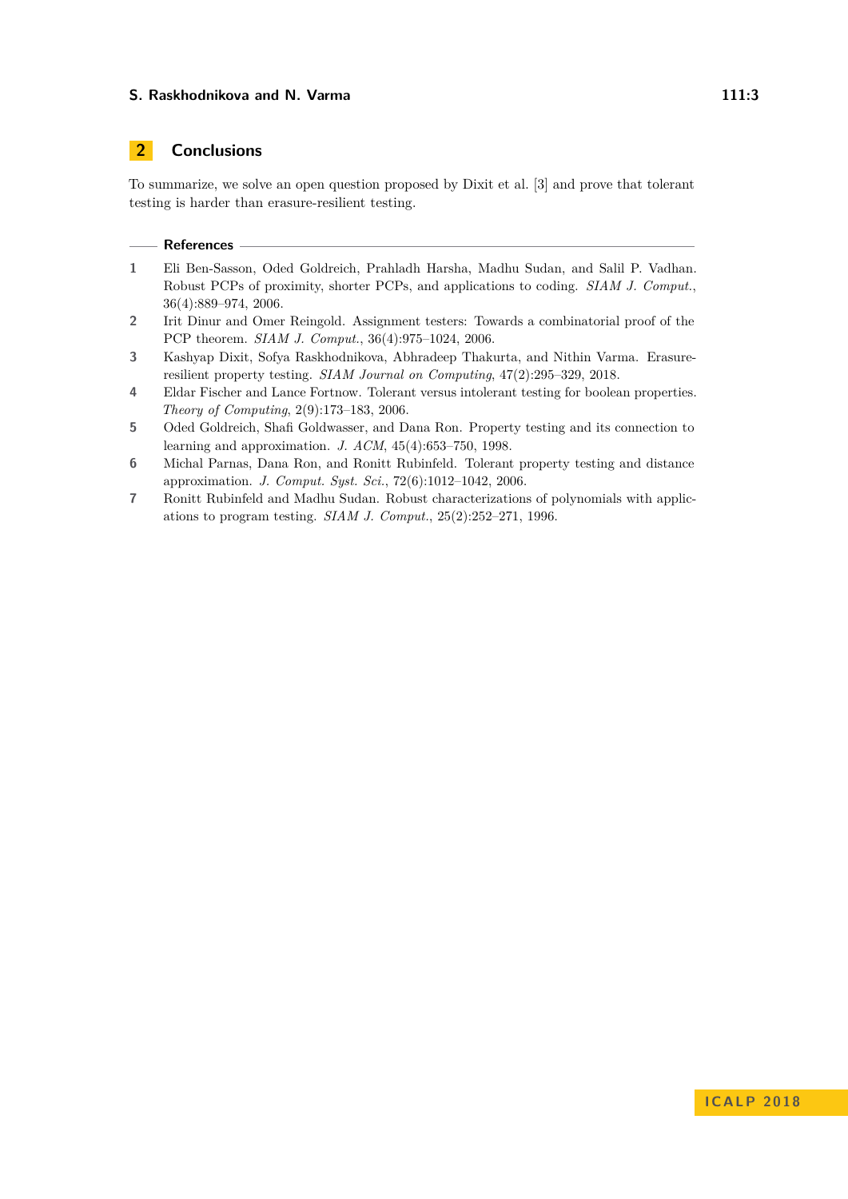## 2 Conclusions

To summarize, we solve an open question proposed by Dixit et al. [3] and prove that tolerant testing is harder than erasure-resilient testing.

### References

1. Eli Ben-Sasson, Oded Goldreich, Prahladh Harsha, Madhu Sudan, and Salil P. Vadhan. Robust PCPs of proximity, shorter PCPs, and applications to coding. *SIAM J. Comput.*, 36(4):889–974, 2006.
2. Irit Dinur and Omer Reingold. Assignment testers: Towards a combinatorial proof of the PCP theorem. *SIAM J. Comput.*, 36(4):975–1024, 2006.
3. Kashyap Dixit, Sofya Raskhodnikova, Abhradeep Thakurta, and Nithin Varma. Erasure-resilient property testing. *SIAM Journal on Computing*, 47(2):295–329, 2018.
4. Eldar Fischer and Lance Fortnow. Tolerant versus intolerant testing for boolean properties. *Theory of Computing*, 2(9):173–183, 2006.
5. Oded Goldreich, Shafi Goldwasser, and Dana Ron. Property testing and its connection to learning and approximation. *J. ACM*, 45(4):653–750, 1998.
6. Michal Parnas, Dana Ron, and Ronitt Rubinfeld. Tolerant property testing and distance approximation. *J. Comput. Syst. Sci.*, 72(6):1012–1042, 2006.
7. Ronitt Rubinfeld and Madhu Sudan. Robust characterizations of polynomials with applications to program testing. *SIAM J. Comput.*, 25(2):252–271, 1996.